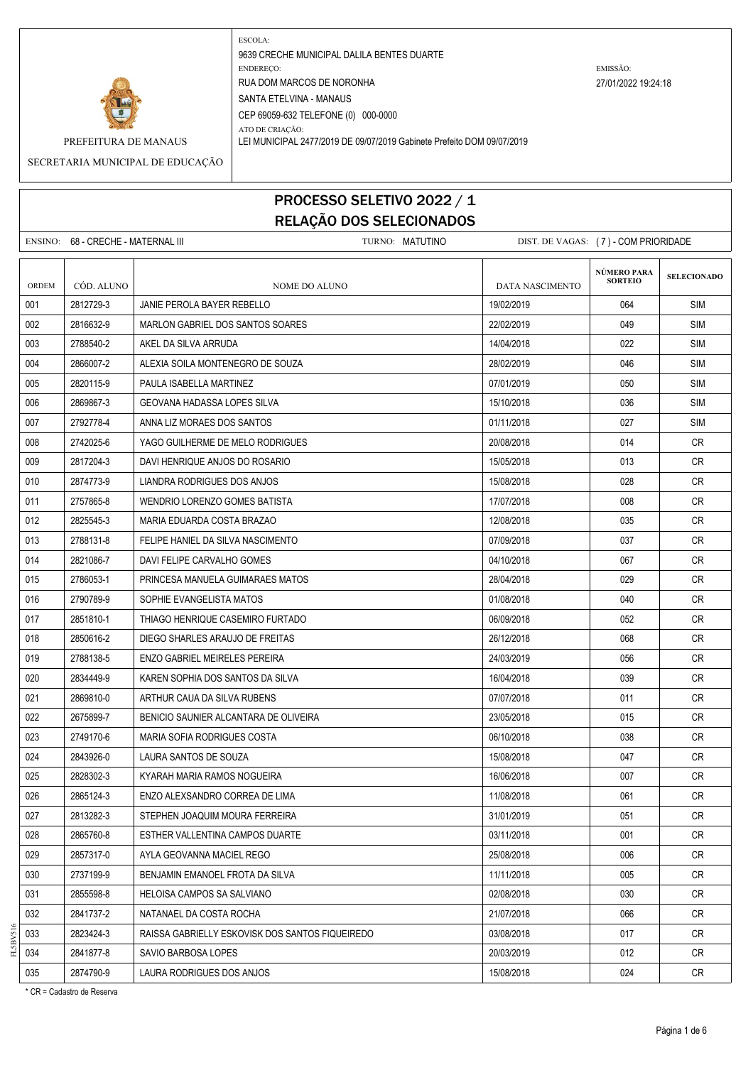PREFEITURA DE MANAUS

SECRETARIA MUNICIPAL DE EDUCAÇÃO

ESCOLA:
9639 CRECHE MUNICIPAL DALILA BENTES DUARTE

ENDEREÇO:
RUA DOM MARCOS DE NORONHA
SANTA ETELVINA - MANAUS
CEP 69059-632 TELEFONE (0) 000-0000

ATO DE CRIAÇÃO:
LEI MUNICIPAL 2477/2019 DE 09/07/2019 Gabinete Prefeito DOM 09/07/2019

EMISSÃO:
27/01/2022 19:24:18

# PROCESSO SELETIVO 2022 / 1
## RELAÇÃO DOS SELECIONADOS

ENSINO: 68 - CRECHE - MATERNAL III &nbsp;&nbsp; TURNO: MATUTINO &nbsp;&nbsp; DIST. DE VAGAS: ( 7 ) - COM PRIORIDADE

| ORDEM | CÓD. ALUNO | NOME DO ALUNO | DATA NASCIMENTO | NÚMERO PARA SORTEIO | SELECIONADO |
|---|---|---|---|---|---|
| 001 | 2812729-3 | JANIE PEROLA BAYER REBELLO | 19/02/2019 | 064 | SIM |
| 002 | 2816632-9 | MARLON GABRIEL DOS SANTOS SOARES | 22/02/2019 | 049 | SIM |
| 003 | 2788540-2 | AKEL DA SILVA ARRUDA | 14/04/2018 | 022 | SIM |
| 004 | 2866007-2 | ALEXIA SOILA MONTENEGRO DE SOUZA | 28/02/2019 | 046 | SIM |
| 005 | 2820115-9 | PAULA ISABELLA MARTINEZ | 07/01/2019 | 050 | SIM |
| 006 | 2869867-3 | GEOVANA HADASSA LOPES SILVA | 15/10/2018 | 036 | SIM |
| 007 | 2792778-4 | ANNA LIZ MORAES DOS SANTOS | 01/11/2018 | 027 | SIM |
| 008 | 2742025-6 | YAGO GUILHERME DE MELO RODRIGUES | 20/08/2018 | 014 | CR |
| 009 | 2817204-3 | DAVI HENRIQUE ANJOS DO ROSARIO | 15/05/2018 | 013 | CR |
| 010 | 2874773-9 | LIANDRA RODRIGUES DOS ANJOS | 15/08/2018 | 028 | CR |
| 011 | 2757865-8 | WENDRIO LORENZO GOMES BATISTA | 17/07/2018 | 008 | CR |
| 012 | 2825545-3 | MARIA EDUARDA COSTA BRAZAO | 12/08/2018 | 035 | CR |
| 013 | 2788131-8 | FELIPE HANIEL DA SILVA NASCIMENTO | 07/09/2018 | 037 | CR |
| 014 | 2821086-7 | DAVI FELIPE CARVALHO GOMES | 04/10/2018 | 067 | CR |
| 015 | 2786053-1 | PRINCESA MANUELA GUIMARAES MATOS | 28/04/2018 | 029 | CR |
| 016 | 2790789-9 | SOPHIE EVANGELISTA MATOS | 01/08/2018 | 040 | CR |
| 017 | 2851810-1 | THIAGO HENRIQUE CASEMIRO FURTADO | 06/09/2018 | 052 | CR |
| 018 | 2850616-2 | DIEGO SHARLES ARAUJO DE FREITAS | 26/12/2018 | 068 | CR |
| 019 | 2788138-5 | ENZO GABRIEL MEIRELES PEREIRA | 24/03/2019 | 056 | CR |
| 020 | 2834449-9 | KAREN SOPHIA DOS SANTOS DA SILVA | 16/04/2018 | 039 | CR |
| 021 | 2869810-0 | ARTHUR CAUA DA SILVA RUBENS | 07/07/2018 | 011 | CR |
| 022 | 2675899-7 | BENICIO SAUNIER ALCANTARA DE OLIVEIRA | 23/05/2018 | 015 | CR |
| 023 | 2749170-6 | MARIA SOFIA RODRIGUES COSTA | 06/10/2018 | 038 | CR |
| 024 | 2843926-0 | LAURA SANTOS DE SOUZA | 15/08/2018 | 047 | CR |
| 025 | 2828302-3 | KYARAH MARIA RAMOS NOGUEIRA | 16/06/2018 | 007 | CR |
| 026 | 2865124-3 | ENZO ALEXSANDRO CORREA DE LIMA | 11/08/2018 | 061 | CR |
| 027 | 2813282-3 | STEPHEN JOAQUIM MOURA FERREIRA | 31/01/2019 | 051 | CR |
| 028 | 2865760-8 | ESTHER VALLENTINA CAMPOS DUARTE | 03/11/2018 | 001 | CR |
| 029 | 2857317-0 | AYLA GEOVANNA MACIEL REGO | 25/08/2018 | 006 | CR |
| 030 | 2737199-9 | BENJAMIN EMANOEL FROTA DA SILVA | 11/11/2018 | 005 | CR |
| 031 | 2855598-8 | HELOISA CAMPOS SA SALVIANO | 02/08/2018 | 030 | CR |
| 032 | 2841737-2 | NATANAEL DA COSTA ROCHA | 21/07/2018 | 066 | CR |
| 033 | 2823424-3 | RAISSA GABRIELLY ESKOVISK DOS SANTOS FIQUEIREDO | 03/08/2018 | 017 | CR |
| 034 | 2841877-8 | SAVIO BARBOSA LOPES | 20/03/2019 | 012 | CR |
| 035 | 2874790-9 | LAURA RODRIGUES DOS ANJOS | 15/08/2018 | 024 | CR |

* CR = Cadastro de Reserva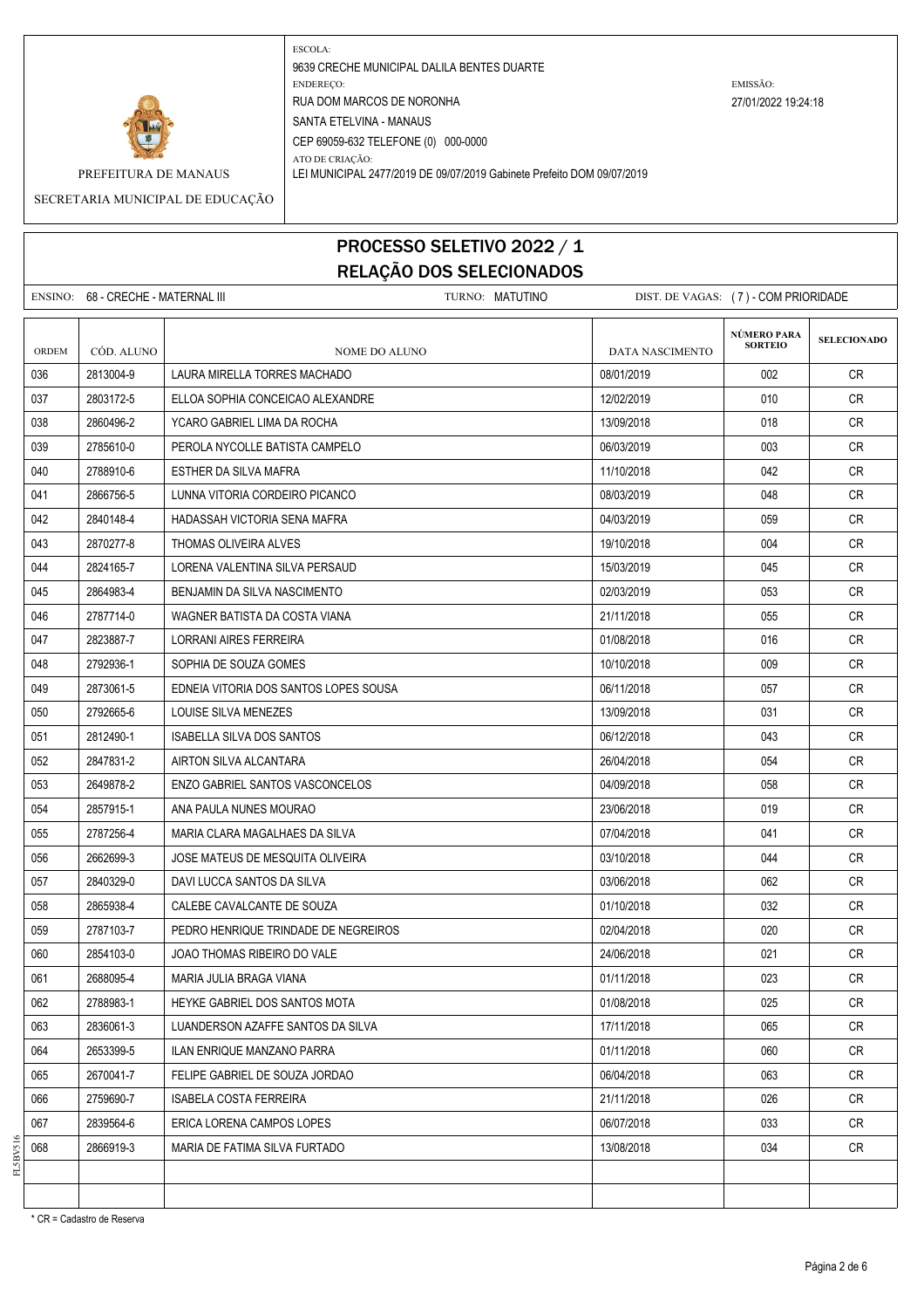PREFEITURA DE MANAUS

SECRETARIA MUNICIPAL DE EDUCAÇÃO

ESCOLA:
9639 CRECHE MUNICIPAL DALILA BENTES DUARTE
ENDEREÇO:
RUA DOM MARCOS DE NORONHA
SANTA ETELVINA - MANAUS
CEP 69059-632 TELEFONE (0) 000-0000
ATO DE CRIAÇÃO:
LEI MUNICIPAL 2477/2019 DE 09/07/2019 Gabinete Prefeito DOM 09/07/2019

EMISSÃO:
27/01/2022 19:24:18

# PROCESSO SELETIVO 2022 / 1
## RELAÇÃO DOS SELECIONADOS

ENSINO: 68 - CRECHE - MATERNAL III    TURNO: MATUTINO    DIST. DE VAGAS: ( 7 ) - COM PRIORIDADE

| ORDEM | CÓD. ALUNO | NOME DO ALUNO | DATA NASCIMENTO | NÚMERO PARA SORTEIO | SELECIONADO |
|---|---|---|---|---|---|
| 036 | 2813004-9 | LAURA MIRELLA TORRES MACHADO | 08/01/2019 | 002 | CR |
| 037 | 2803172-5 | ELLOA SOPHIA CONCEICAO ALEXANDRE | 12/02/2019 | 010 | CR |
| 038 | 2860496-2 | YCARO GABRIEL LIMA DA ROCHA | 13/09/2018 | 018 | CR |
| 039 | 2785610-0 | PEROLA NYCOLLE BATISTA CAMPELO | 06/03/2019 | 003 | CR |
| 040 | 2788910-6 | ESTHER DA SILVA MAFRA | 11/10/2018 | 042 | CR |
| 041 | 2866756-5 | LUNNA VITORIA CORDEIRO PICANCO | 08/03/2019 | 048 | CR |
| 042 | 2840148-4 | HADASSAH VICTORIA SENA MAFRA | 04/03/2019 | 059 | CR |
| 043 | 2870277-8 | THOMAS OLIVEIRA ALVES | 19/10/2018 | 004 | CR |
| 044 | 2824165-7 | LORENA VALENTINA SILVA PERSAUD | 15/03/2019 | 045 | CR |
| 045 | 2864983-4 | BENJAMIN DA SILVA NASCIMENTO | 02/03/2019 | 053 | CR |
| 046 | 2787714-0 | WAGNER BATISTA DA COSTA VIANA | 21/11/2018 | 055 | CR |
| 047 | 2823887-7 | LORRANI AIRES FERREIRA | 01/08/2018 | 016 | CR |
| 048 | 2792936-1 | SOPHIA DE SOUZA GOMES | 10/10/2018 | 009 | CR |
| 049 | 2873061-5 | EDNEIA VITORIA DOS SANTOS LOPES SOUSA | 06/11/2018 | 057 | CR |
| 050 | 2792665-6 | LOUISE SILVA MENEZES | 13/09/2018 | 031 | CR |
| 051 | 2812490-1 | ISABELLA SILVA DOS SANTOS | 06/12/2018 | 043 | CR |
| 052 | 2847831-2 | AIRTON SILVA ALCANTARA | 26/04/2018 | 054 | CR |
| 053 | 2649878-2 | ENZO GABRIEL SANTOS VASCONCELOS | 04/09/2018 | 058 | CR |
| 054 | 2857915-1 | ANA PAULA NUNES MOURAO | 23/06/2018 | 019 | CR |
| 055 | 2787256-4 | MARIA CLARA MAGALHAES DA SILVA | 07/04/2018 | 041 | CR |
| 056 | 2662699-3 | JOSE MATEUS DE MESQUITA OLIVEIRA | 03/10/2018 | 044 | CR |
| 057 | 2840329-0 | DAVI LUCCA SANTOS DA SILVA | 03/06/2018 | 062 | CR |
| 058 | 2865938-4 | CALEBE CAVALCANTE DE SOUZA | 01/10/2018 | 032 | CR |
| 059 | 2787103-7 | PEDRO HENRIQUE TRINDADE DE NEGREIROS | 02/04/2018 | 020 | CR |
| 060 | 2854103-0 | JOAO THOMAS RIBEIRO DO VALE | 24/06/2018 | 021 | CR |
| 061 | 2688095-4 | MARIA JULIA BRAGA VIANA | 01/11/2018 | 023 | CR |
| 062 | 2788983-1 | HEYKE GABRIEL DOS SANTOS MOTA | 01/08/2018 | 025 | CR |
| 063 | 2836061-3 | LUANDERSON AZAFFE SANTOS DA SILVA | 17/11/2018 | 065 | CR |
| 064 | 2653399-5 | ILAN ENRIQUE MANZANO PARRA | 01/11/2018 | 060 | CR |
| 065 | 2670041-7 | FELIPE GABRIEL DE SOUZA JORDAO | 06/04/2018 | 063 | CR |
| 066 | 2759690-7 | ISABELA COSTA FERREIRA | 21/11/2018 | 026 | CR |
| 067 | 2839564-6 | ERICA LORENA CAMPOS LOPES | 06/07/2018 | 033 | CR |
| 068 | 2866919-3 | MARIA DE FATIMA SILVA FURTADO | 13/08/2018 | 034 | CR |
| | | | | | |
| | | | | | |

* CR = Cadastro de Reserva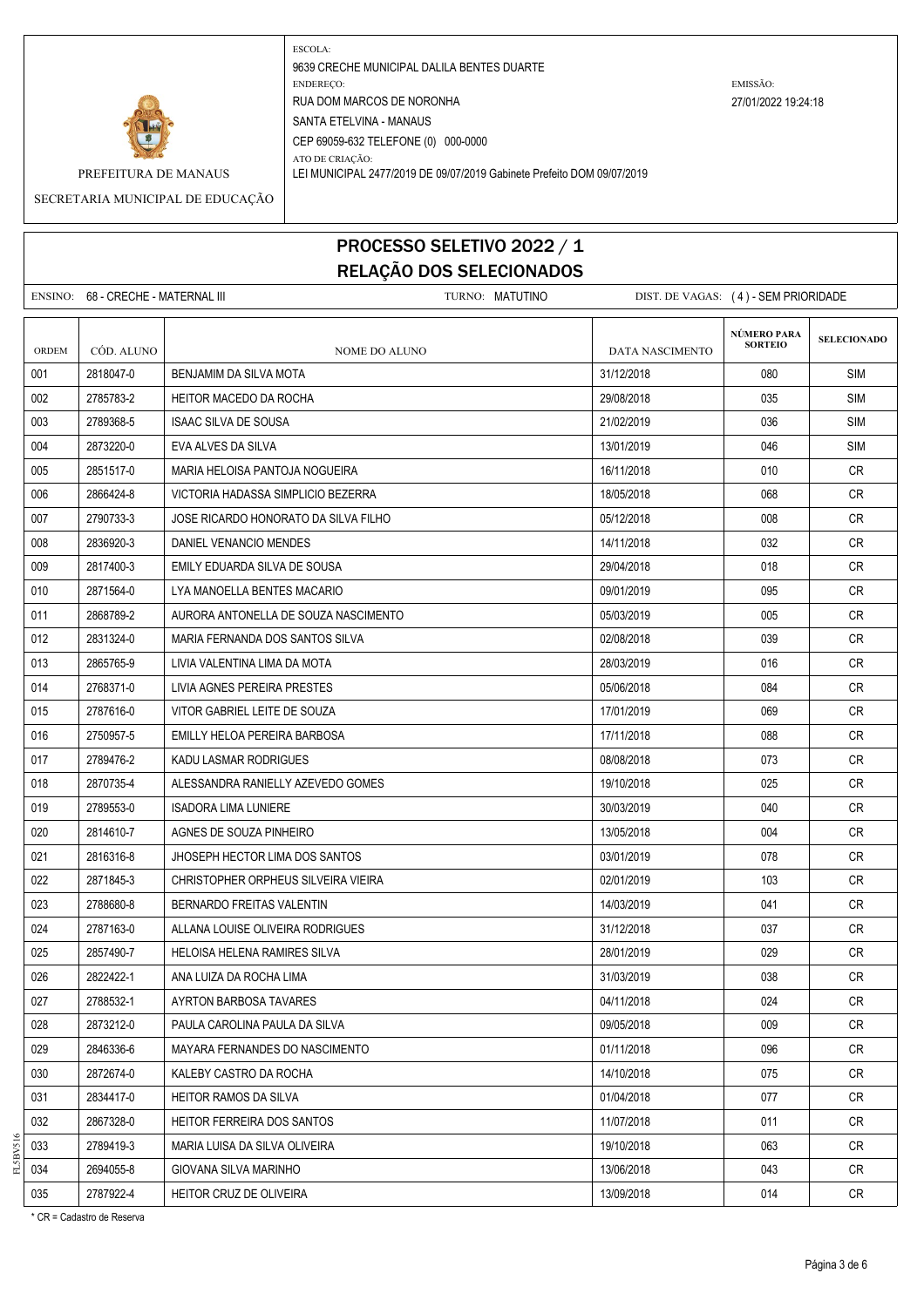PREFEITURA DE MANAUS

SECRETARIA MUNICIPAL DE EDUCAÇÃO

ESCOLA:
9639 CRECHE MUNICIPAL DALILA BENTES DUARTE

ENDEREÇO:
RUA DOM MARCOS DE NORONHA
SANTA ETELVINA - MANAUS
CEP 69059-632 TELEFONE (0) 000-0000

ATO DE CRIAÇÃO:
LEI MUNICIPAL 2477/2019 DE 09/07/2019 Gabinete Prefeito DOM 09/07/2019

EMISSÃO:
27/01/2022 19:24:18

# PROCESSO SELETIVO 2022 / 1
## RELAÇÃO DOS SELECIONADOS

ENSINO: 68 - CRECHE - MATERNAL III    TURNO: MATUTINO    DIST. DE VAGAS: ( 4 ) - SEM PRIORIDADE

| ORDEM | CÓD. ALUNO | NOME DO ALUNO | DATA NASCIMENTO | NÚMERO PARA SORTEIO | SELECIONADO |
|---|---|---|---|---|---|
| 001 | 2818047-0 | BENJAMIM DA SILVA MOTA | 31/12/2018 | 080 | SIM |
| 002 | 2785783-2 | HEITOR MACEDO DA ROCHA | 29/08/2018 | 035 | SIM |
| 003 | 2789368-5 | ISAAC SILVA DE SOUSA | 21/02/2019 | 036 | SIM |
| 004 | 2873220-0 | EVA ALVES DA SILVA | 13/01/2019 | 046 | SIM |
| 005 | 2851517-0 | MARIA HELOISA PANTOJA NOGUEIRA | 16/11/2018 | 010 | CR |
| 006 | 2866424-8 | VICTORIA HADASSA SIMPLICIO BEZERRA | 18/05/2018 | 068 | CR |
| 007 | 2790733-3 | JOSE RICARDO HONORATO DA SILVA FILHO | 05/12/2018 | 008 | CR |
| 008 | 2836920-3 | DANIEL VENANCIO MENDES | 14/11/2018 | 032 | CR |
| 009 | 2817400-3 | EMILY EDUARDA SILVA DE SOUSA | 29/04/2018 | 018 | CR |
| 010 | 2871564-0 | LYA MANOELLA BENTES MACARIO | 09/01/2019 | 095 | CR |
| 011 | 2868789-2 | AURORA ANTONELLA DE SOUZA NASCIMENTO | 05/03/2019 | 005 | CR |
| 012 | 2831324-0 | MARIA FERNANDA DOS SANTOS SILVA | 02/08/2018 | 039 | CR |
| 013 | 2865765-9 | LIVIA VALENTINA LIMA DA MOTA | 28/03/2019 | 016 | CR |
| 014 | 2768371-0 | LIVIA AGNES PEREIRA PRESTES | 05/06/2018 | 084 | CR |
| 015 | 2787616-0 | VITOR GABRIEL LEITE DE SOUZA | 17/01/2019 | 069 | CR |
| 016 | 2750957-5 | EMILLY HELOA PEREIRA BARBOSA | 17/11/2018 | 088 | CR |
| 017 | 2789476-2 | KADU LASMAR RODRIGUES | 08/08/2018 | 073 | CR |
| 018 | 2870735-4 | ALESSANDRA RANIELLY AZEVEDO GOMES | 19/10/2018 | 025 | CR |
| 019 | 2789553-0 | ISADORA LIMA LUNIERE | 30/03/2019 | 040 | CR |
| 020 | 2814610-7 | AGNES DE SOUZA PINHEIRO | 13/05/2018 | 004 | CR |
| 021 | 2816316-8 | JHOSEPH HECTOR LIMA DOS SANTOS | 03/01/2019 | 078 | CR |
| 022 | 2871845-3 | CHRISTOPHER ORPHEUS SILVEIRA VIEIRA | 02/01/2019 | 103 | CR |
| 023 | 2788680-8 | BERNARDO FREITAS VALENTIN | 14/03/2019 | 041 | CR |
| 024 | 2787163-0 | ALLANA LOUISE OLIVEIRA RODRIGUES | 31/12/2018 | 037 | CR |
| 025 | 2857490-7 | HELOISA HELENA RAMIRES SILVA | 28/01/2019 | 029 | CR |
| 026 | 2822422-1 | ANA LUIZA DA ROCHA LIMA | 31/03/2019 | 038 | CR |
| 027 | 2788532-1 | AYRTON BARBOSA TAVARES | 04/11/2018 | 024 | CR |
| 028 | 2873212-0 | PAULA CAROLINA PAULA DA SILVA | 09/05/2018 | 009 | CR |
| 029 | 2846336-6 | MAYARA FERNANDES DO NASCIMENTO | 01/11/2018 | 096 | CR |
| 030 | 2872674-0 | KALEBY CASTRO DA ROCHA | 14/10/2018 | 075 | CR |
| 031 | 2834417-0 | HEITOR RAMOS DA SILVA | 01/04/2018 | 077 | CR |
| 032 | 2867328-0 | HEITOR FERREIRA DOS SANTOS | 11/07/2018 | 011 | CR |
| 033 | 2789419-3 | MARIA LUISA DA SILVA OLIVEIRA | 19/10/2018 | 063 | CR |
| 034 | 2694055-8 | GIOVANA SILVA MARINHO | 13/06/2018 | 043 | CR |
| 035 | 2787922-4 | HEITOR CRUZ DE OLIVEIRA | 13/09/2018 | 014 | CR |

* CR = Cadastro de Reserva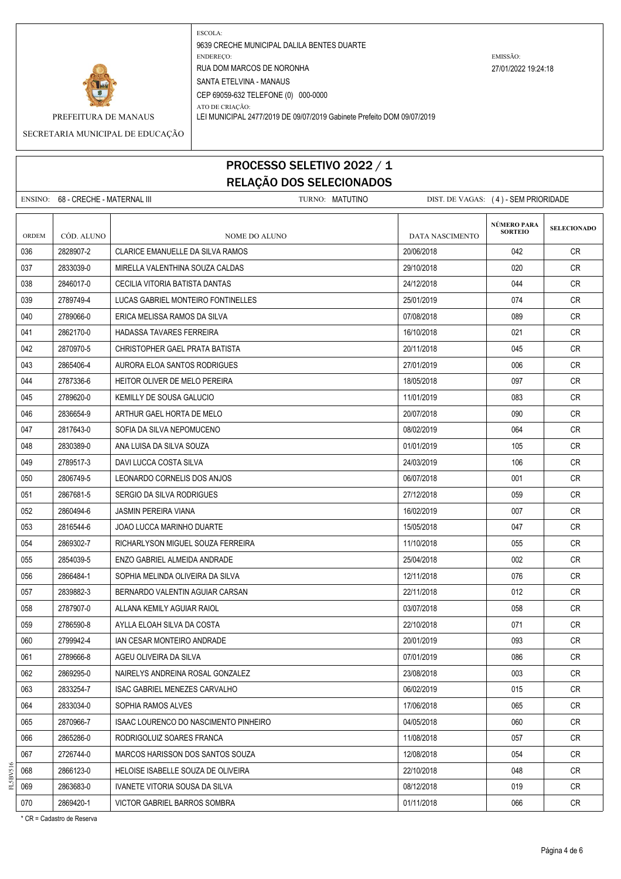PREFEITURA DE MANAUS

SECRETARIA MUNICIPAL DE EDUCAÇÃO

ESCOLA:
9639 CRECHE MUNICIPAL DALILA BENTES DUARTE
ENDEREÇO:
RUA DOM MARCOS DE NORONHA
SANTA ETELVINA - MANAUS
CEP 69059-632 TELEFONE (0) 000-0000
ATO DE CRIAÇÃO:
LEI MUNICIPAL 2477/2019 DE 09/07/2019 Gabinete Prefeito DOM 09/07/2019

EMISSÃO:
27/01/2022 19:24:18

# PROCESSO SELETIVO 2022 / 1
## RELAÇÃO DOS SELECIONADOS

ENSINO: 68 - CRECHE - MATERNAL III TURNO: MATUTINO DIST. DE VAGAS: (4) - SEM PRIORIDADE

| ORDEM | CÓD. ALUNO | NOME DO ALUNO | DATA NASCIMENTO | NÚMERO PARA SORTEIO | SELECIONADO |
|---|---|---|---|---|---|
| 036 | 2828907-2 | CLARICE EMANUELLE DA SILVA RAMOS | 20/06/2018 | 042 | CR |
| 037 | 2833039-0 | MIRELLA VALENTHINA SOUZA CALDAS | 29/10/2018 | 020 | CR |
| 038 | 2846017-0 | CECILIA VITORIA BATISTA DANTAS | 24/12/2018 | 044 | CR |
| 039 | 2789749-4 | LUCAS GABRIEL MONTEIRO FONTINELLES | 25/01/2019 | 074 | CR |
| 040 | 2789066-0 | ERICA MELISSA RAMOS DA SILVA | 07/08/2018 | 089 | CR |
| 041 | 2862170-0 | HADASSA TAVARES FERREIRA | 16/10/2018 | 021 | CR |
| 042 | 2870970-5 | CHRISTOPHER GAEL PRATA BATISTA | 20/11/2018 | 045 | CR |
| 043 | 2865406-4 | AURORA ELOA SANTOS RODRIGUES | 27/01/2019 | 006 | CR |
| 044 | 2787336-6 | HEITOR OLIVER DE MELO PEREIRA | 18/05/2018 | 097 | CR |
| 045 | 2789620-0 | KEMILLY DE SOUSA GALUCIO | 11/01/2019 | 083 | CR |
| 046 | 2836654-9 | ARTHUR GAEL HORTA DE MELO | 20/07/2018 | 090 | CR |
| 047 | 2817643-0 | SOFIA DA SILVA NEPOMUCENO | 08/02/2019 | 064 | CR |
| 048 | 2830389-0 | ANA LUISA DA SILVA SOUZA | 01/01/2019 | 105 | CR |
| 049 | 2789517-3 | DAVI LUCCA COSTA SILVA | 24/03/2019 | 106 | CR |
| 050 | 2806749-5 | LEONARDO CORNELIS DOS ANJOS | 06/07/2018 | 001 | CR |
| 051 | 2867681-5 | SERGIO DA SILVA RODRIGUES | 27/12/2018 | 059 | CR |
| 052 | 2860494-6 | JASMIN PEREIRA VIANA | 16/02/2019 | 007 | CR |
| 053 | 2816544-6 | JOAO LUCCA MARINHO DUARTE | 15/05/2018 | 047 | CR |
| 054 | 2869302-7 | RICHARLYSON MIGUEL SOUZA FERREIRA | 11/10/2018 | 055 | CR |
| 055 | 2854039-5 | ENZO GABRIEL ALMEIDA ANDRADE | 25/04/2018 | 002 | CR |
| 056 | 2866484-1 | SOPHIA MELINDA OLIVEIRA DA SILVA | 12/11/2018 | 076 | CR |
| 057 | 2839882-3 | BERNARDO VALENTIN AGUIAR CARSAN | 22/11/2018 | 012 | CR |
| 058 | 2787907-0 | ALLANA KEMILY AGUIAR RAIOL | 03/07/2018 | 058 | CR |
| 059 | 2786590-8 | AYLLA ELOAH SILVA DA COSTA | 22/10/2018 | 071 | CR |
| 060 | 2799942-4 | IAN CESAR MONTEIRO ANDRADE | 20/01/2019 | 093 | CR |
| 061 | 2789666-8 | AGEU OLIVEIRA DA SILVA | 07/01/2019 | 086 | CR |
| 062 | 2869295-0 | NAIRELYS ANDREINA ROSAL GONZALEZ | 23/08/2018 | 003 | CR |
| 063 | 2833254-7 | ISAC GABRIEL MENEZES CARVALHO | 06/02/2019 | 015 | CR |
| 064 | 2833034-0 | SOPHIA RAMOS ALVES | 17/06/2018 | 065 | CR |
| 065 | 2870966-7 | ISAAC LOURENCO DO NASCIMENTO PINHEIRO | 04/05/2018 | 060 | CR |
| 066 | 2865286-0 | RODRIGOLUIZ SOARES FRANCA | 11/08/2018 | 057 | CR |
| 067 | 2726744-0 | MARCOS HARISSON DOS SANTOS SOUZA | 12/08/2018 | 054 | CR |
| 068 | 2866123-0 | HELOISE ISABELLE SOUZA DE OLIVEIRA | 22/10/2018 | 048 | CR |
| 069 | 2863683-0 | IVANETE VITORIA SOUSA DA SILVA | 08/12/2018 | 019 | CR |
| 070 | 2869420-1 | VICTOR GABRIEL BARROS SOMBRA | 01/11/2018 | 066 | CR |

* CR = Cadastro de Reserva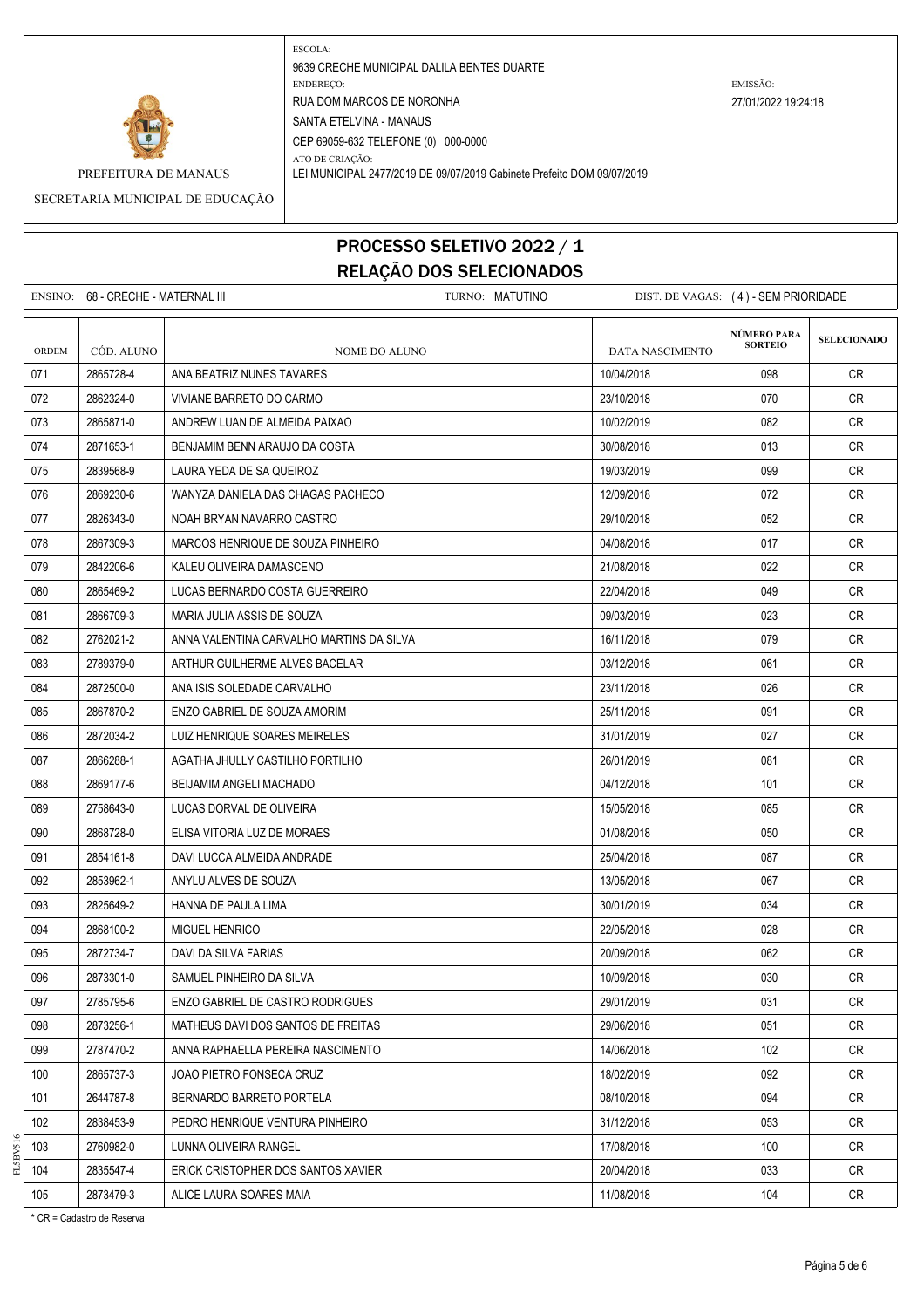PREFEITURA DE MANAUS

SECRETARIA MUNICIPAL DE EDUCAÇÃO

ESCOLA:
9639 CRECHE MUNICIPAL DALILA BENTES DUARTE

ENDEREÇO:
RUA DOM MARCOS DE NORONHA
SANTA ETELVINA - MANAUS
CEP 69059-632 TELEFONE (0) 000-0000

ATO DE CRIAÇÃO:
LEI MUNICIPAL 2477/2019 DE 09/07/2019 Gabinete Prefeito DOM 09/07/2019

EMISSÃO:
27/01/2022 19:24:18

# PROCESSO SELETIVO 2022 / 1
## RELAÇÃO DOS SELECIONADOS

ENSINO: 68 - CRECHE - MATERNAL III TURNO: MATUTINO DIST. DE VAGAS: ( 4 ) - SEM PRIORIDADE

| ORDEM | CÓD. ALUNO | NOME DO ALUNO | DATA NASCIMENTO | NÚMERO PARA SORTEIO | SELECIONADO |
|---|---|---|---|---|---|
| 071 | 2865728-4 | ANA BEATRIZ NUNES TAVARES | 10/04/2018 | 098 | CR |
| 072 | 2862324-0 | VIVIANE BARRETO DO CARMO | 23/10/2018 | 070 | CR |
| 073 | 2865871-0 | ANDREW LUAN DE ALMEIDA PAIXAO | 10/02/2019 | 082 | CR |
| 074 | 2871653-1 | BENJAMIM BENN ARAUJO DA COSTA | 30/08/2018 | 013 | CR |
| 075 | 2839568-9 | LAURA YEDA DE SA QUEIROZ | 19/03/2019 | 099 | CR |
| 076 | 2869230-6 | WANYZA DANIELA DAS CHAGAS PACHECO | 12/09/2018 | 072 | CR |
| 077 | 2826343-0 | NOAH BRYAN NAVARRO CASTRO | 29/10/2018 | 052 | CR |
| 078 | 2867309-3 | MARCOS HENRIQUE DE SOUZA PINHEIRO | 04/08/2018 | 017 | CR |
| 079 | 2842206-6 | KALEU OLIVEIRA DAMASCENO | 21/08/2018 | 022 | CR |
| 080 | 2865469-2 | LUCAS BERNARDO COSTA GUERREIRO | 22/04/2018 | 049 | CR |
| 081 | 2866709-3 | MARIA JULIA ASSIS DE SOUZA | 09/03/2019 | 023 | CR |
| 082 | 2762021-2 | ANNA VALENTINA CARVALHO MARTINS DA SILVA | 16/11/2018 | 079 | CR |
| 083 | 2789379-0 | ARTHUR GUILHERME ALVES BACELAR | 03/12/2018 | 061 | CR |
| 084 | 2872500-0 | ANA ISIS SOLEDADE CARVALHO | 23/11/2018 | 026 | CR |
| 085 | 2867870-2 | ENZO GABRIEL DE SOUZA AMORIM | 25/11/2018 | 091 | CR |
| 086 | 2872034-2 | LUIZ HENRIQUE SOARES MEIRELES | 31/01/2019 | 027 | CR |
| 087 | 2866288-1 | AGATHA JHULLY CASTILHO PORTILHO | 26/01/2019 | 081 | CR |
| 088 | 2869177-6 | BEIJAMIM ANGELI MACHADO | 04/12/2018 | 101 | CR |
| 089 | 2758643-0 | LUCAS DORVAL DE OLIVEIRA | 15/05/2018 | 085 | CR |
| 090 | 2868728-0 | ELISA VITORIA LUZ DE MORAES | 01/08/2018 | 050 | CR |
| 091 | 2854161-8 | DAVI LUCCA ALMEIDA ANDRADE | 25/04/2018 | 087 | CR |
| 092 | 2853962-1 | ANYLU ALVES DE SOUZA | 13/05/2018 | 067 | CR |
| 093 | 2825649-2 | HANNA DE PAULA LIMA | 30/01/2019 | 034 | CR |
| 094 | 2868100-2 | MIGUEL HENRICO | 22/05/2018 | 028 | CR |
| 095 | 2872734-7 | DAVI DA SILVA FARIAS | 20/09/2018 | 062 | CR |
| 096 | 2873301-0 | SAMUEL PINHEIRO DA SILVA | 10/09/2018 | 030 | CR |
| 097 | 2785795-6 | ENZO GABRIEL DE CASTRO RODRIGUES | 29/01/2019 | 031 | CR |
| 098 | 2873256-1 | MATHEUS DAVI DOS SANTOS DE FREITAS | 29/06/2018 | 051 | CR |
| 099 | 2787470-2 | ANNA RAPHAELLA PEREIRA NASCIMENTO | 14/06/2018 | 102 | CR |
| 100 | 2865737-3 | JOAO PIETRO FONSECA CRUZ | 18/02/2019 | 092 | CR |
| 101 | 2644787-8 | BERNARDO BARRETO PORTELA | 08/10/2018 | 094 | CR |
| 102 | 2838453-9 | PEDRO HENRIQUE VENTURA PINHEIRO | 31/12/2018 | 053 | CR |
| 103 | 2760982-0 | LUNNA OLIVEIRA RANGEL | 17/08/2018 | 100 | CR |
| 104 | 2835547-4 | ERICK CRISTOPHER DOS SANTOS XAVIER | 20/04/2018 | 033 | CR |
| 105 | 2873479-3 | ALICE LAURA SOARES MAIA | 11/08/2018 | 104 | CR |

* CR = Cadastro de Reserva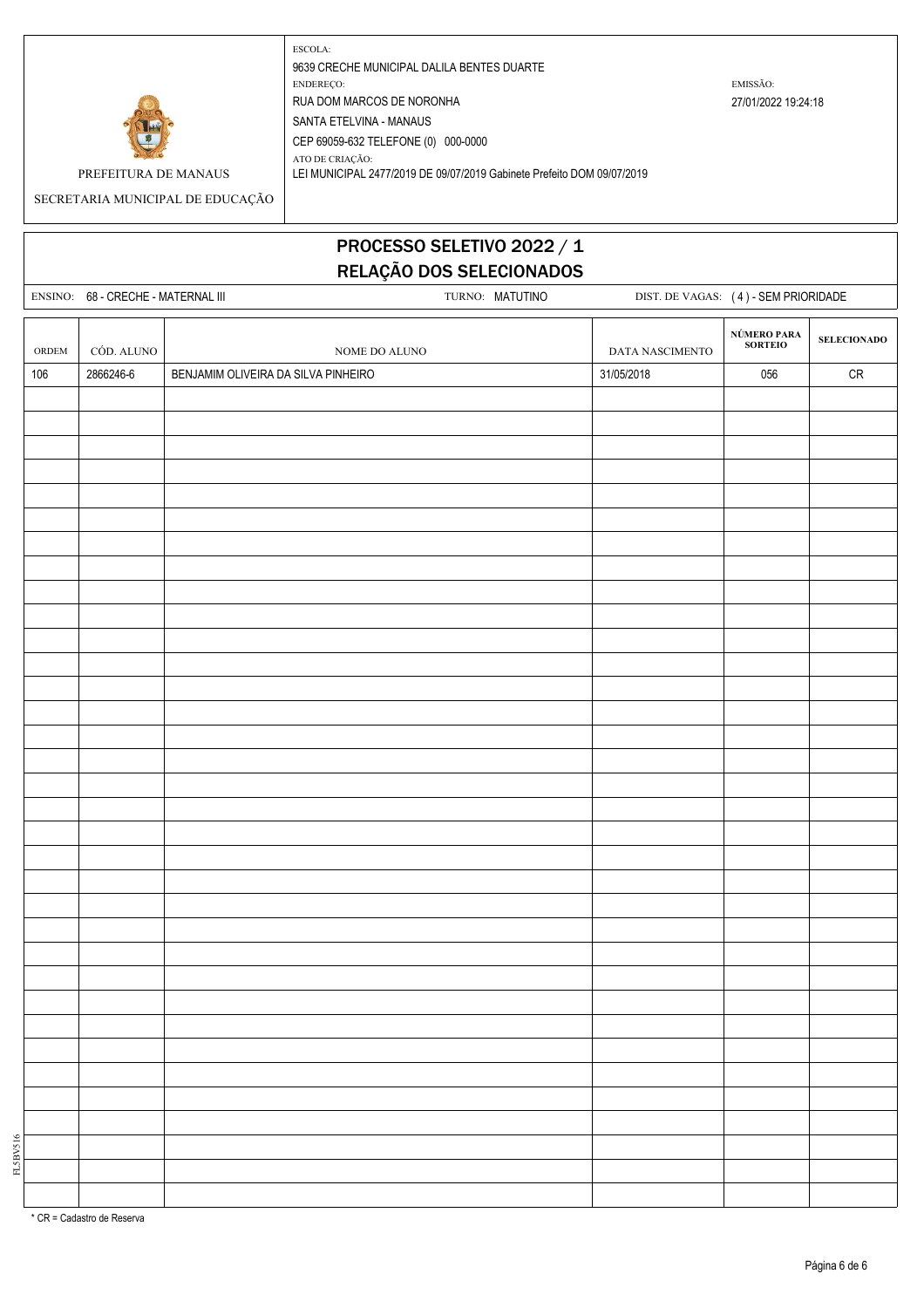PREFEITURA DE MANAUS

SECRETARIA MUNICIPAL DE EDUCAÇÃO

ESCOLA:
9639 CRECHE MUNICIPAL DALILA BENTES DUARTE

ENDEREÇO:
RUA DOM MARCOS DE NORONHA
SANTA ETELVINA - MANAUS
CEP 69059-632 TELEFONE (0) 000-0000

ATO DE CRIAÇÃO:
LEI MUNICIPAL 2477/2019 DE 09/07/2019 Gabinete Prefeito DOM 09/07/2019

EMISSÃO:
27/01/2022 19:24:18

## PROCESSO SELETIVO 2022 / 1
## RELAÇÃO DOS SELECIONADOS

ENSINO: 68 - CRECHE - MATERNAL III TURNO: MATUTINO DIST. DE VAGAS: ( 4 ) - SEM PRIORIDADE

| ORDEM | CÓD. ALUNO | NOME DO ALUNO | DATA NASCIMENTO | NÚMERO PARA SORTEIO | SELECIONADO |
|---|---|---|---|---|---|
| 106 | 2866246-6 | BENJAMIM OLIVEIRA DA SILVA PINHEIRO | 31/05/2018 | 056 | CR |

* CR = Cadastro de Reserva